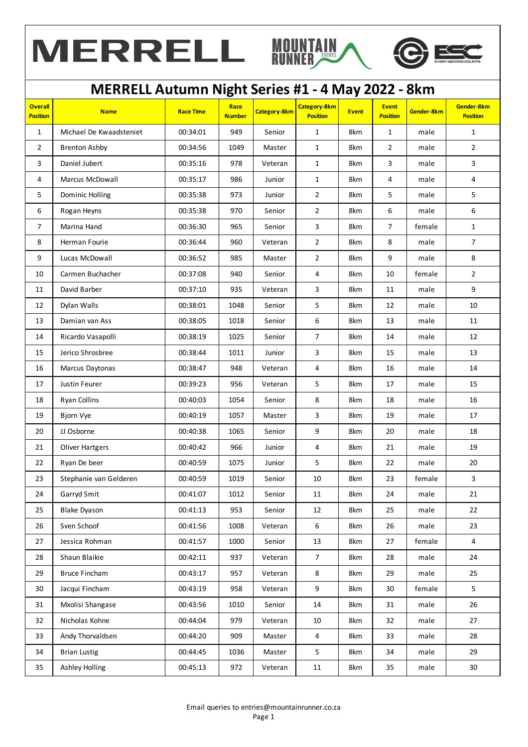MERRELL MOUNTAIN RUNNER EVENTS ESC

# MERRELL Autumn Night Series #1 - 4 May 2022 - 8km

| Overall Position | Name | Race Time | Race Number | Category-8km | Category-8km Position | Event | Event Position | Gender-8km | Gender-8km Position |
|---|---|---|---|---|---|---|---|---|---|
| 1 | Michael De Kwaadsteniet | 00:34:01 | 949 | Senior | 1 | 8km | 1 | male | 1 |
| 2 | Brenton Ashby | 00:34:56 | 1049 | Master | 1 | 8km | 2 | male | 2 |
| 3 | Daniel Jubert | 00:35:16 | 978 | Veteran | 1 | 8km | 3 | male | 3 |
| 4 | Marcus McDowall | 00:35:17 | 986 | Junior | 1 | 8km | 4 | male | 4 |
| 5 | Dominic Holling | 00:35:38 | 973 | Junior | 2 | 8km | 5 | male | 5 |
| 6 | Rogan Heyns | 00:35:38 | 970 | Senior | 2 | 8km | 6 | male | 6 |
| 7 | Marina Hand | 00:36:30 | 965 | Senior | 3 | 8km | 7 | female | 1 |
| 8 | Herman Fourie | 00:36:44 | 960 | Veteran | 2 | 8km | 8 | male | 7 |
| 9 | Lucas McDowall | 00:36:52 | 985 | Master | 2 | 8km | 9 | male | 8 |
| 10 | Carmen Buchacher | 00:37:08 | 940 | Senior | 4 | 8km | 10 | female | 2 |
| 11 | David Barber | 00:37:10 | 935 | Veteran | 3 | 8km | 11 | male | 9 |
| 12 | Dylan Walls | 00:38:01 | 1048 | Senior | 5 | 8km | 12 | male | 10 |
| 13 | Damian van Ass | 00:38:05 | 1018 | Senior | 6 | 8km | 13 | male | 11 |
| 14 | Ricardo Vasapolli | 00:38:19 | 1025 | Senior | 7 | 8km | 14 | male | 12 |
| 15 | Jerico Shrosbree | 00:38:44 | 1011 | Junior | 3 | 8km | 15 | male | 13 |
| 16 | Marcus Daytonas | 00:38:47 | 948 | Veteran | 4 | 8km | 16 | male | 14 |
| 17 | Justin Feurer | 00:39:23 | 956 | Veteran | 5 | 8km | 17 | male | 15 |
| 18 | Ryan Collins | 00:40:03 | 1054 | Senior | 8 | 8km | 18 | male | 16 |
| 19 | Bjorn Vye | 00:40:19 | 1057 | Master | 3 | 8km | 19 | male | 17 |
| 20 | JJ Osborne | 00:40:38 | 1065 | Senior | 9 | 8km | 20 | male | 18 |
| 21 | Oliver Hartgers | 00:40:42 | 966 | Junior | 4 | 8km | 21 | male | 19 |
| 22 | Ryan De beer | 00:40:59 | 1075 | Junior | 5 | 8km | 22 | male | 20 |
| 23 | Stephanie van Gelderen | 00:40:59 | 1019 | Senior | 10 | 8km | 23 | female | 3 |
| 24 | Garryd Smit | 00:41:07 | 1012 | Senior | 11 | 8km | 24 | male | 21 |
| 25 | Blake Dyason | 00:41:13 | 953 | Senior | 12 | 8km | 25 | male | 22 |
| 26 | Sven Schoof | 00:41:56 | 1008 | Veteran | 6 | 8km | 26 | male | 23 |
| 27 | Jessica Rohman | 00:41:57 | 1000 | Senior | 13 | 8km | 27 | female | 4 |
| 28 | Shaun Blaikie | 00:42:11 | 937 | Veteran | 7 | 8km | 28 | male | 24 |
| 29 | Bruce Fincham | 00:43:17 | 957 | Veteran | 8 | 8km | 29 | male | 25 |
| 30 | Jacqui Fincham | 00:43:19 | 958 | Veteran | 9 | 8km | 30 | female | 5 |
| 31 | Mxolisi Shangase | 00:43:56 | 1010 | Senior | 14 | 8km | 31 | male | 26 |
| 32 | Nicholas Kohne | 00:44:04 | 979 | Veteran | 10 | 8km | 32 | male | 27 |
| 33 | Andy Thorvaldsen | 00:44:20 | 909 | Master | 4 | 8km | 33 | male | 28 |
| 34 | Brian Lustig | 00:44:45 | 1036 | Master | 5 | 8km | 34 | male | 29 |
| 35 | Ashley Holling | 00:45:13 | 972 | Veteran | 11 | 8km | 35 | male | 30 |

Email queries to entries@mountainrunner.co.za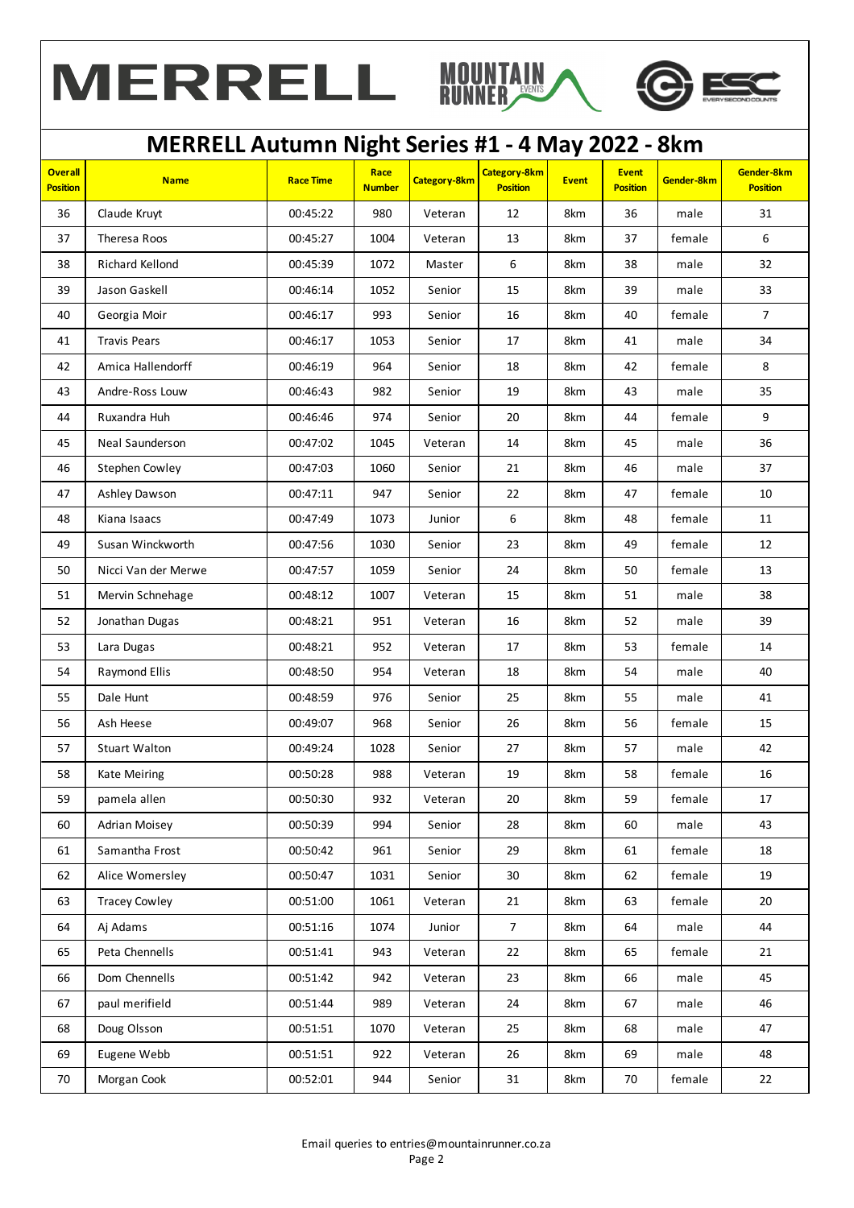# MERRELL Autumn Night Series #1 - 4 May 2022 - 8km

| Overall Position | Name | Race Time | Race Number | Category-8km | Category-8km Position | Event | Event Position | Gender-8km | Gender-8km Position |
|---|---|---|---|---|---|---|---|---|---|
| 36 | Claude Kruyt | 00:45:22 | 980 | Veteran | 12 | 8km | 36 | male | 31 |
| 37 | Theresa Roos | 00:45:27 | 1004 | Veteran | 13 | 8km | 37 | female | 6 |
| 38 | Richard Kellond | 00:45:39 | 1072 | Master | 6 | 8km | 38 | male | 32 |
| 39 | Jason Gaskell | 00:46:14 | 1052 | Senior | 15 | 8km | 39 | male | 33 |
| 40 | Georgia Moir | 00:46:17 | 993 | Senior | 16 | 8km | 40 | female | 7 |
| 41 | Travis Pears | 00:46:17 | 1053 | Senior | 17 | 8km | 41 | male | 34 |
| 42 | Amica Hallendorff | 00:46:19 | 964 | Senior | 18 | 8km | 42 | female | 8 |
| 43 | Andre-Ross Louw | 00:46:43 | 982 | Senior | 19 | 8km | 43 | male | 35 |
| 44 | Ruxandra Huh | 00:46:46 | 974 | Senior | 20 | 8km | 44 | female | 9 |
| 45 | Neal Saunderson | 00:47:02 | 1045 | Veteran | 14 | 8km | 45 | male | 36 |
| 46 | Stephen Cowley | 00:47:03 | 1060 | Senior | 21 | 8km | 46 | male | 37 |
| 47 | Ashley Dawson | 00:47:11 | 947 | Senior | 22 | 8km | 47 | female | 10 |
| 48 | Kiana Isaacs | 00:47:49 | 1073 | Junior | 6 | 8km | 48 | female | 11 |
| 49 | Susan Winckworth | 00:47:56 | 1030 | Senior | 23 | 8km | 49 | female | 12 |
| 50 | Nicci Van der Merwe | 00:47:57 | 1059 | Senior | 24 | 8km | 50 | female | 13 |
| 51 | Mervin Schnehage | 00:48:12 | 1007 | Veteran | 15 | 8km | 51 | male | 38 |
| 52 | Jonathan Dugas | 00:48:21 | 951 | Veteran | 16 | 8km | 52 | male | 39 |
| 53 | Lara Dugas | 00:48:21 | 952 | Veteran | 17 | 8km | 53 | female | 14 |
| 54 | Raymond Ellis | 00:48:50 | 954 | Veteran | 18 | 8km | 54 | male | 40 |
| 55 | Dale Hunt | 00:48:59 | 976 | Senior | 25 | 8km | 55 | male | 41 |
| 56 | Ash Heese | 00:49:07 | 968 | Senior | 26 | 8km | 56 | female | 15 |
| 57 | Stuart Walton | 00:49:24 | 1028 | Senior | 27 | 8km | 57 | male | 42 |
| 58 | Kate Meiring | 00:50:28 | 988 | Veteran | 19 | 8km | 58 | female | 16 |
| 59 | pamela allen | 00:50:30 | 932 | Veteran | 20 | 8km | 59 | female | 17 |
| 60 | Adrian Moisey | 00:50:39 | 994 | Senior | 28 | 8km | 60 | male | 43 |
| 61 | Samantha Frost | 00:50:42 | 961 | Senior | 29 | 8km | 61 | female | 18 |
| 62 | Alice Womersley | 00:50:47 | 1031 | Senior | 30 | 8km | 62 | female | 19 |
| 63 | Tracey Cowley | 00:51:00 | 1061 | Veteran | 21 | 8km | 63 | female | 20 |
| 64 | Aj Adams | 00:51:16 | 1074 | Junior | 7 | 8km | 64 | male | 44 |
| 65 | Peta Chennells | 00:51:41 | 943 | Veteran | 22 | 8km | 65 | female | 21 |
| 66 | Dom Chennells | 00:51:42 | 942 | Veteran | 23 | 8km | 66 | male | 45 |
| 67 | paul merifield | 00:51:44 | 989 | Veteran | 24 | 8km | 67 | male | 46 |
| 68 | Doug Olsson | 00:51:51 | 1070 | Veteran | 25 | 8km | 68 | male | 47 |
| 69 | Eugene Webb | 00:51:51 | 922 | Veteran | 26 | 8km | 69 | male | 48 |
| 70 | Morgan Cook | 00:52:01 | 944 | Senior | 31 | 8km | 70 | female | 22 |

Email queries to entries@mountainrunner.co.za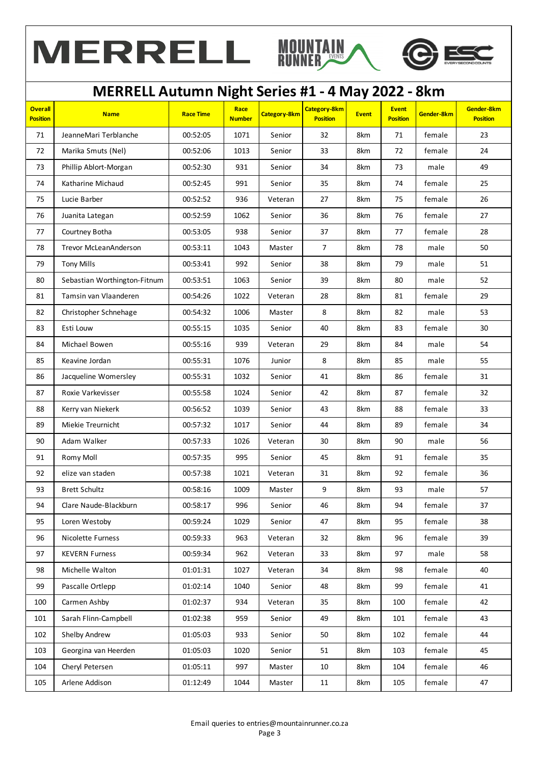# MERRELL Autumn Night Series #1 - 4 May 2022 - 8km

| Overall Position | Name | Race Time | Race Number | Category-8km | Category-8km Position | Event | Event Position | Gender-8km | Gender-8km Position |
|---|---|---|---|---|---|---|---|---|---|
| 71 | JeanneMari Terblanche | 00:52:05 | 1071 | Senior | 32 | 8km | 71 | female | 23 |
| 72 | Marika Smuts (Nel) | 00:52:06 | 1013 | Senior | 33 | 8km | 72 | female | 24 |
| 73 | Phillip Ablort-Morgan | 00:52:30 | 931 | Senior | 34 | 8km | 73 | male | 49 |
| 74 | Katharine Michaud | 00:52:45 | 991 | Senior | 35 | 8km | 74 | female | 25 |
| 75 | Lucie Barber | 00:52:52 | 936 | Veteran | 27 | 8km | 75 | female | 26 |
| 76 | Juanita Lategan | 00:52:59 | 1062 | Senior | 36 | 8km | 76 | female | 27 |
| 77 | Courtney Botha | 00:53:05 | 938 | Senior | 37 | 8km | 77 | female | 28 |
| 78 | Trevor McLeanAnderson | 00:53:11 | 1043 | Master | 7 | 8km | 78 | male | 50 |
| 79 | Tony Mills | 00:53:41 | 992 | Senior | 38 | 8km | 79 | male | 51 |
| 80 | Sebastian Worthington-Fitnum | 00:53:51 | 1063 | Senior | 39 | 8km | 80 | male | 52 |
| 81 | Tamsin van Vlaanderen | 00:54:26 | 1022 | Veteran | 28 | 8km | 81 | female | 29 |
| 82 | Christopher Schnehage | 00:54:32 | 1006 | Master | 8 | 8km | 82 | male | 53 |
| 83 | Esti Louw | 00:55:15 | 1035 | Senior | 40 | 8km | 83 | female | 30 |
| 84 | Michael Bowen | 00:55:16 | 939 | Veteran | 29 | 8km | 84 | male | 54 |
| 85 | Keavine Jordan | 00:55:31 | 1076 | Junior | 8 | 8km | 85 | male | 55 |
| 86 | Jacqueline Womersley | 00:55:31 | 1032 | Senior | 41 | 8km | 86 | female | 31 |
| 87 | Roxie Varkevisser | 00:55:58 | 1024 | Senior | 42 | 8km | 87 | female | 32 |
| 88 | Kerry van Niekerk | 00:56:52 | 1039 | Senior | 43 | 8km | 88 | female | 33 |
| 89 | Miekie Treurnicht | 00:57:32 | 1017 | Senior | 44 | 8km | 89 | female | 34 |
| 90 | Adam Walker | 00:57:33 | 1026 | Veteran | 30 | 8km | 90 | male | 56 |
| 91 | Romy Moll | 00:57:35 | 995 | Senior | 45 | 8km | 91 | female | 35 |
| 92 | elize van staden | 00:57:38 | 1021 | Veteran | 31 | 8km | 92 | female | 36 |
| 93 | Brett Schultz | 00:58:16 | 1009 | Master | 9 | 8km | 93 | male | 57 |
| 94 | Clare Naude-Blackburn | 00:58:17 | 996 | Senior | 46 | 8km | 94 | female | 37 |
| 95 | Loren Westoby | 00:59:24 | 1029 | Senior | 47 | 8km | 95 | female | 38 |
| 96 | Nicolette Furness | 00:59:33 | 963 | Veteran | 32 | 8km | 96 | female | 39 |
| 97 | KEVERN Furness | 00:59:34 | 962 | Veteran | 33 | 8km | 97 | male | 58 |
| 98 | Michelle Walton | 01:01:31 | 1027 | Veteran | 34 | 8km | 98 | female | 40 |
| 99 | Pascalle Ortlepp | 01:02:14 | 1040 | Senior | 48 | 8km | 99 | female | 41 |
| 100 | Carmen Ashby | 01:02:37 | 934 | Veteran | 35 | 8km | 100 | female | 42 |
| 101 | Sarah Flinn-Campbell | 01:02:38 | 959 | Senior | 49 | 8km | 101 | female | 43 |
| 102 | Shelby Andrew | 01:05:03 | 933 | Senior | 50 | 8km | 102 | female | 44 |
| 103 | Georgina van Heerden | 01:05:03 | 1020 | Senior | 51 | 8km | 103 | female | 45 |
| 104 | Cheryl Petersen | 01:05:11 | 997 | Master | 10 | 8km | 104 | female | 46 |
| 105 | Arlene Addison | 01:12:49 | 1044 | Master | 11 | 8km | 105 | female | 47 |

Email queries to entries@mountainrunner.co.za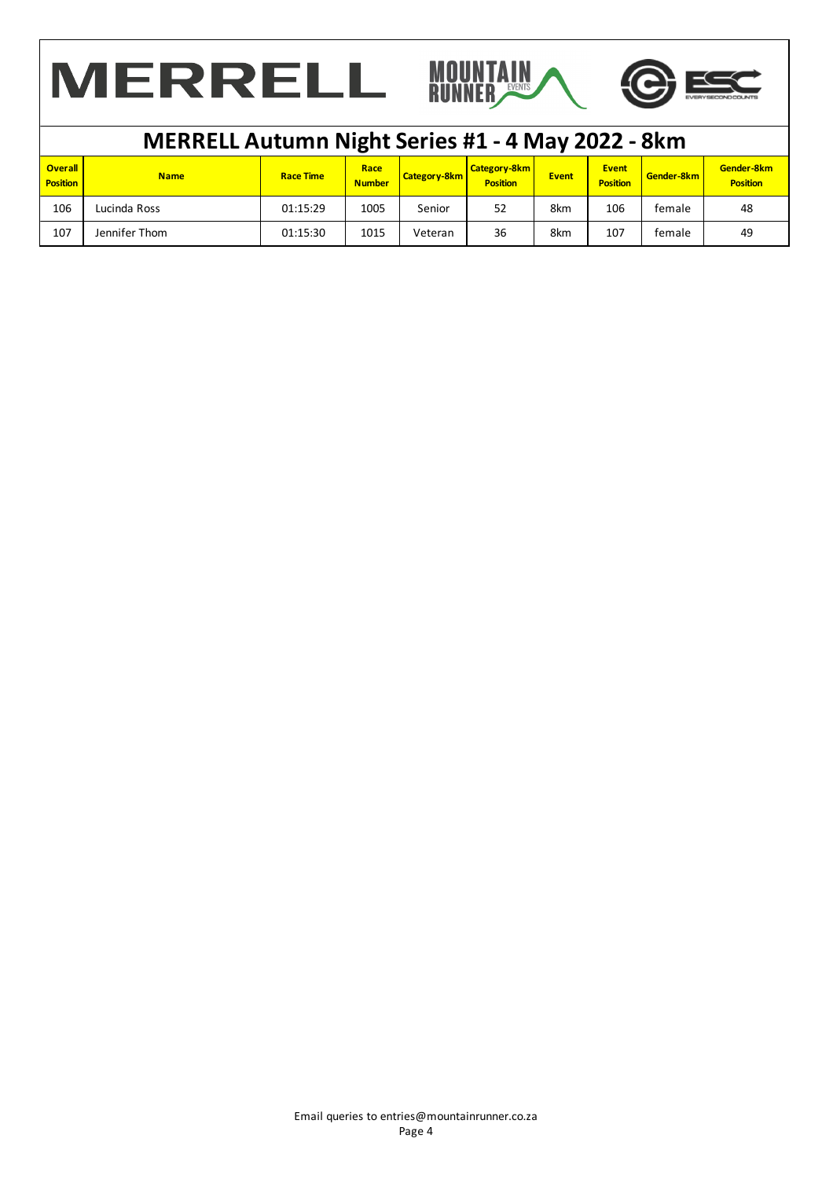MERRELL MOUNTAIN RUNNER EVENTS ESC

# MERRELL Autumn Night Series #1 - 4 May 2022 - 8km

| Overall Position | Name | Race Time | Race Number | Category-8km | Category-8km Position | Event | Event Position | Gender-8km | Gender-8km Position |
|---|---|---|---|---|---|---|---|---|---|
| 106 | Lucinda Ross | 01:15:29 | 1005 | Senior | 52 | 8km | 106 | female | 48 |
| 107 | Jennifer Thom | 01:15:30 | 1015 | Veteran | 36 | 8km | 107 | female | 49 |

Email queries to entries@mountainrunner.co.za